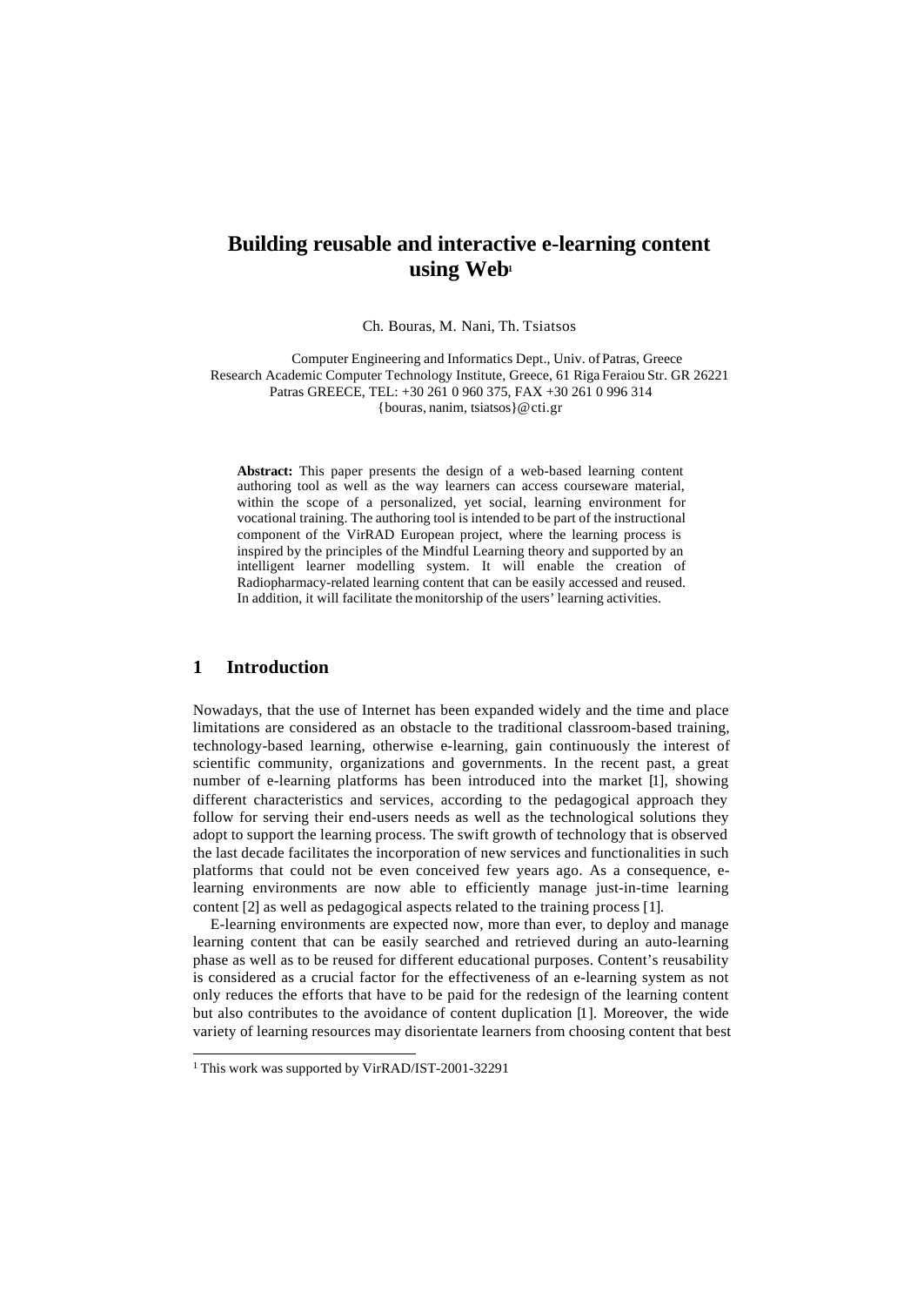# Building reusable and interactive e-learning content using Web[1]

Ch. Bouras, M. Nani, Th. Tsiatsos

Computer Engineering and Informatics Dept., Univ. of Patras, Greece
Research Academic Computer Technology Institute, Greece, 61 Riga Feraiou Str. GR 26221
Patras GREECE, TEL: +30 261 0 960 375, FAX +30 261 0 996 314
{bouras, nanim, tsiatsos}@cti.gr

**Abstract:** This paper presents the design of a web-based learning content authoring tool as well as the way learners can access courseware material, within the scope of a personalized, yet social, learning environment for vocational training. The authoring tool is intended to be part of the instructional component of the VirRAD European project, where the learning process is inspired by the principles of the Mindful Learning theory and supported by an intelligent learner modelling system. It will enable the creation of Radiopharmacy-related learning content that can be easily accessed and reused. In addition, it will facilitate the monitorship of the users' learning activities.

## 1 Introduction

Nowadays, that the use of Internet has been expanded widely and the time and place limitations are considered as an obstacle to the traditional classroom-based training, technology-based learning, otherwise e-learning, gain continuously the interest of scientific community, organizations and governments. In the recent past, a great number of e-learning platforms has been introduced into the market [1], showing different characteristics and services, according to the pedagogical approach they follow for serving their end-users needs as well as the technological solutions they adopt to support the learning process. The swift growth of technology that is observed the last decade facilitates the incorporation of new services and functionalities in such platforms that could not be even conceived few years ago. As a consequence, e-learning environments are now able to efficiently manage just-in-time learning content [2] as well as pedagogical aspects related to the training process [1].

E-learning environments are expected now, more than ever, to deploy and manage learning content that can be easily searched and retrieved during an auto-learning phase as well as to be reused for different educational purposes. Content's reusability is considered as a crucial factor for the effectiveness of an e-learning system as not only reduces the efforts that have to be paid for the redesign of the learning content but also contributes to the avoidance of content duplication [1]. Moreover, the wide variety of learning resources may disorientate learners from choosing content that best

[1] This work was supported by VirRAD/IST-2001-32291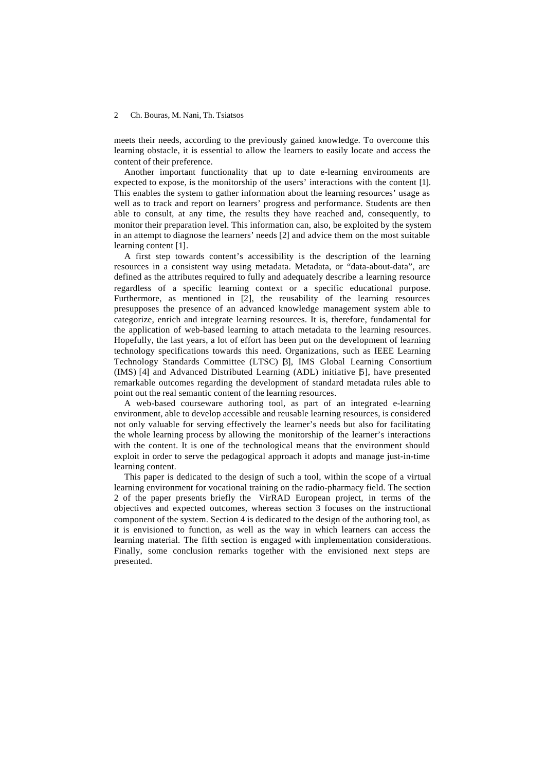meets their needs, according to the previously gained knowledge. To overcome this learning obstacle, it is essential to allow the learners to easily locate and access the content of their preference.

Another important functionality that up to date e-learning environments are expected to expose, is the monitorship of the users' interactions with the content [1]. This enables the system to gather information about the learning resources' usage as well as to track and report on learners' progress and performance. Students are then able to consult, at any time, the results they have reached and, consequently, to monitor their preparation level. This information can, also, be exploited by the system in an attempt to diagnose the learners' needs [2] and advice them on the most suitable learning content [1].

A first step towards content's accessibility is the description of the learning resources in a consistent way using metadata. Metadata, or "data-about-data", are defined as the attributes required to fully and adequately describe a learning resource regardless of a specific learning context or a specific educational purpose. Furthermore, as mentioned in [2], the reusability of the learning resources presupposes the presence of an advanced knowledge management system able to categorize, enrich and integrate learning resources. It is, therefore, fundamental for the application of web-based learning to attach metadata to the learning resources. Hopefully, the last years, a lot of effort has been put on the development of learning technology specifications towards this need. Organizations, such as IEEE Learning Technology Standards Committee (LTSC) [3], IMS Global Learning Consortium (IMS) [4] and Advanced Distributed Learning (ADL) initiative [5], have presented remarkable outcomes regarding the development of standard metadata rules able to point out the real semantic content of the learning resources.

A web-based courseware authoring tool, as part of an integrated e-learning environment, able to develop accessible and reusable learning resources, is considered not only valuable for serving effectively the learner's needs but also for facilitating the whole learning process by allowing the monitorship of the learner's interactions with the content. It is one of the technological means that the environment should exploit in order to serve the pedagogical approach it adopts and manage just-in-time learning content.

This paper is dedicated to the design of such a tool, within the scope of a virtual learning environment for vocational training on the radio-pharmacy field. The section 2 of the paper presents briefly the VirRAD European project, in terms of the objectives and expected outcomes, whereas section 3 focuses on the instructional component of the system. Section 4 is dedicated to the design of the authoring tool, as it is envisioned to function, as well as the way in which learners can access the learning material. The fifth section is engaged with implementation considerations. Finally, some conclusion remarks together with the envisioned next steps are presented.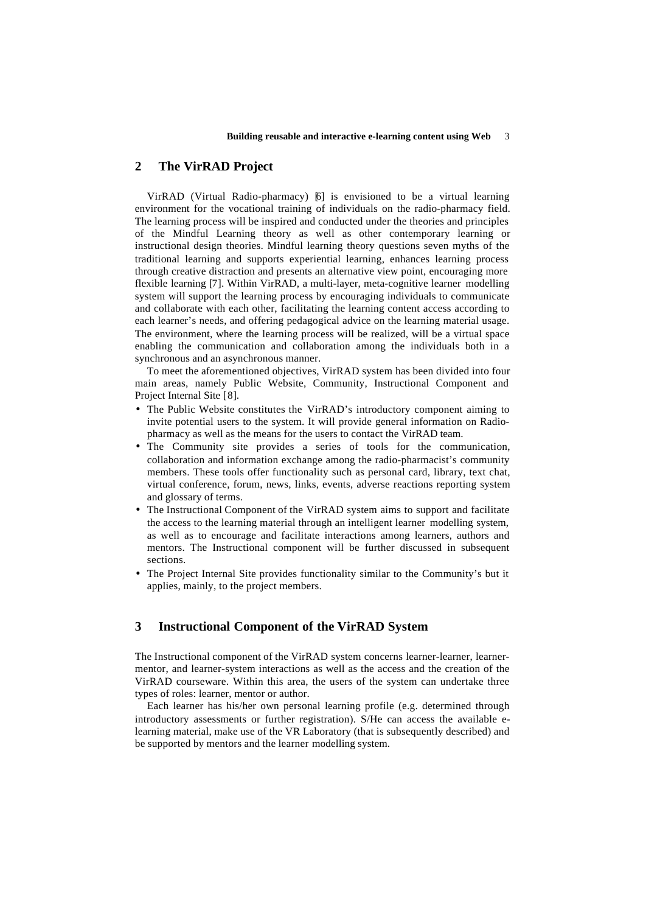## 2 The VirRAD Project

VirRAD (Virtual Radio-pharmacy) [6] is envisioned to be a virtual learning environment for the vocational training of individuals on the radio-pharmacy field. The learning process will be inspired and conducted under the theories and principles of the Mindful Learning theory as well as other contemporary learning or instructional design theories. Mindful learning theory questions seven myths of the traditional learning and supports experiential learning, enhances learning process through creative distraction and presents an alternative view point, encouraging more flexible learning [7]. Within VirRAD, a multi-layer, meta-cognitive learner modelling system will support the learning process by encouraging individuals to communicate and collaborate with each other, facilitating the learning content access according to each learner's needs, and offering pedagogical advice on the learning material usage. The environment, where the learning process will be realized, will be a virtual space enabling the communication and collaboration among the individuals both in a synchronous and an asynchronous manner.

To meet the aforementioned objectives, VirRAD system has been divided into four main areas, namely Public Website, Community, Instructional Component and Project Internal Site [8].

- The Public Website constitutes the VirRAD's introductory component aiming to invite potential users to the system. It will provide general information on Radio-pharmacy as well as the means for the users to contact the VirRAD team.
- The Community site provides a series of tools for the communication, collaboration and information exchange among the radio-pharmacist's community members. These tools offer functionality such as personal card, library, text chat, virtual conference, forum, news, links, events, adverse reactions reporting system and glossary of terms.
- The Instructional Component of the VirRAD system aims to support and facilitate the access to the learning material through an intelligent learner modelling system, as well as to encourage and facilitate interactions among learners, authors and mentors. The Instructional component will be further discussed in subsequent sections.
- The Project Internal Site provides functionality similar to the Community's but it applies, mainly, to the project members.

## 3 Instructional Component of the VirRAD System

The Instructional component of the VirRAD system concerns learner-learner, learner-mentor, and learner-system interactions as well as the access and the creation of the VirRAD courseware. Within this area, the users of the system can undertake three types of roles: learner, mentor or author.

Each learner has his/her own personal learning profile (e.g. determined through introductory assessments or further registration). S/He can access the available e-learning material, make use of the VR Laboratory (that is subsequently described) and be supported by mentors and the learner modelling system.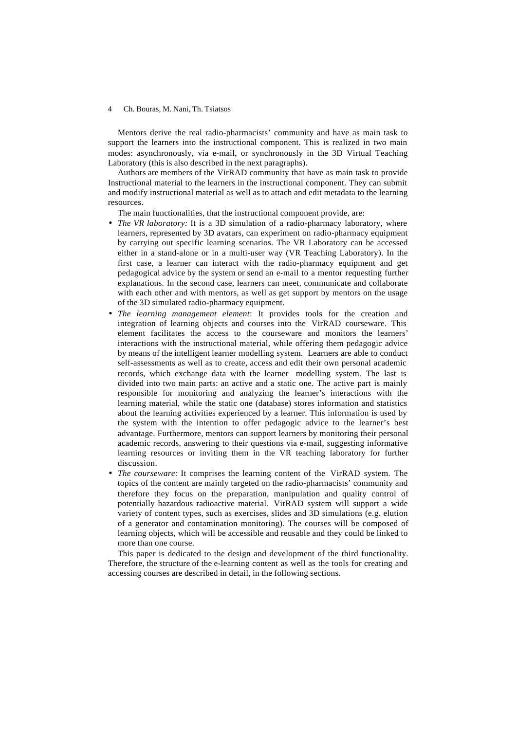Mentors derive the real radio-pharmacists' community and have as main task to support the learners into the instructional component. This is realized in two main modes: asynchronously, via e-mail, or synchronously in the 3D Virtual Teaching Laboratory (this is also described in the next paragraphs).

Authors are members of the VirRAD community that have as main task to provide Instructional material to the learners in the instructional component. They can submit and modify instructional material as well as to attach and edit metadata to the learning resources.

The main functionalities, that the instructional component provide, are:

- *The VR laboratory:* It is a 3D simulation of a radio-pharmacy laboratory, where learners, represented by 3D avatars, can experiment on radio-pharmacy equipment by carrying out specific learning scenarios. The VR Laboratory can be accessed either in a stand-alone or in a multi-user way (VR Teaching Laboratory). In the first case, a learner can interact with the radio-pharmacy equipment and get pedagogical advice by the system or send an e-mail to a mentor requesting further explanations. In the second case, learners can meet, communicate and collaborate with each other and with mentors, as well as get support by mentors on the usage of the 3D simulated radio-pharmacy equipment.
- *The learning management element*: It provides tools for the creation and integration of learning objects and courses into the VirRAD courseware. This element facilitates the access to the courseware and monitors the learners' interactions with the instructional material, while offering them pedagogic advice by means of the intelligent learner modelling system. Learners are able to conduct self-assessments as well as to create, access and edit their own personal academic records, which exchange data with the learner modelling system. The last is divided into two main parts: an active and a static one. The active part is mainly responsible for monitoring and analyzing the learner's interactions with the learning material, while the static one (database) stores information and statistics about the learning activities experienced by a learner. This information is used by the system with the intention to offer pedagogic advice to the learner's best advantage. Furthermore, mentors can support learners by monitoring their personal academic records, answering to their questions via e-mail, suggesting informative learning resources or inviting them in the VR teaching laboratory for further discussion.
- *The courseware:* It comprises the learning content of the VirRAD system. The topics of the content are mainly targeted on the radio-pharmacists' community and therefore they focus on the preparation, manipulation and quality control of potentially hazardous radioactive material. VirRAD system will support a wide variety of content types, such as exercises, slides and 3D simulations (e.g. elution of a generator and contamination monitoring). The courses will be composed of learning objects, which will be accessible and reusable and they could be linked to more than one course.

This paper is dedicated to the design and development of the third functionality. Therefore, the structure of the e-learning content as well as the tools for creating and accessing courses are described in detail, in the following sections.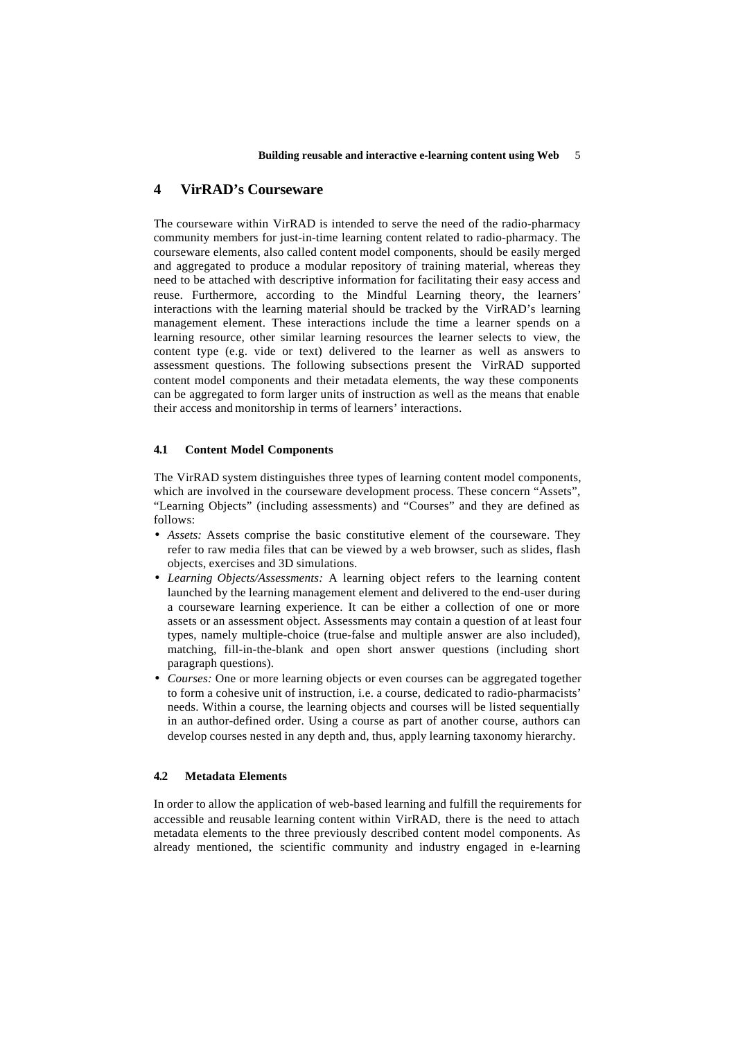## 4 VirRAD's Courseware

The courseware within VirRAD is intended to serve the need of the radio-pharmacy community members for just-in-time learning content related to radio-pharmacy. The courseware elements, also called content model components, should be easily merged and aggregated to produce a modular repository of training material, whereas they need to be attached with descriptive information for facilitating their easy access and reuse. Furthermore, according to the Mindful Learning theory, the learners' interactions with the learning material should be tracked by the VirRAD's learning management element. These interactions include the time a learner spends on a learning resource, other similar learning resources the learner selects to view, the content type (e.g. vide or text) delivered to the learner as well as answers to assessment questions. The following subsections present the VirRAD supported content model components and their metadata elements, the way these components can be aggregated to form larger units of instruction as well as the means that enable their access and monitorship in terms of learners' interactions.

### 4.1 Content Model Components

The VirRAD system distinguishes three types of learning content model components, which are involved in the courseware development process. These concern "Assets", "Learning Objects" (including assessments) and "Courses" and they are defined as follows:

- *Assets:* Assets comprise the basic constitutive element of the courseware. They refer to raw media files that can be viewed by a web browser, such as slides, flash objects, exercises and 3D simulations.
- *Learning Objects/Assessments:* A learning object refers to the learning content launched by the learning management element and delivered to the end-user during a courseware learning experience. It can be either a collection of one or more assets or an assessment object. Assessments may contain a question of at least four types, namely multiple-choice (true-false and multiple answer are also included), matching, fill-in-the-blank and open short answer questions (including short paragraph questions).
- *Courses:* One or more learning objects or even courses can be aggregated together to form a cohesive unit of instruction, i.e. a course, dedicated to radio-pharmacists' needs. Within a course, the learning objects and courses will be listed sequentially in an author-defined order. Using a course as part of another course, authors can develop courses nested in any depth and, thus, apply learning taxonomy hierarchy.

### 4.2 Metadata Elements

In order to allow the application of web-based learning and fulfill the requirements for accessible and reusable learning content within VirRAD, there is the need to attach metadata elements to the three previously described content model components. As already mentioned, the scientific community and industry engaged in e-learning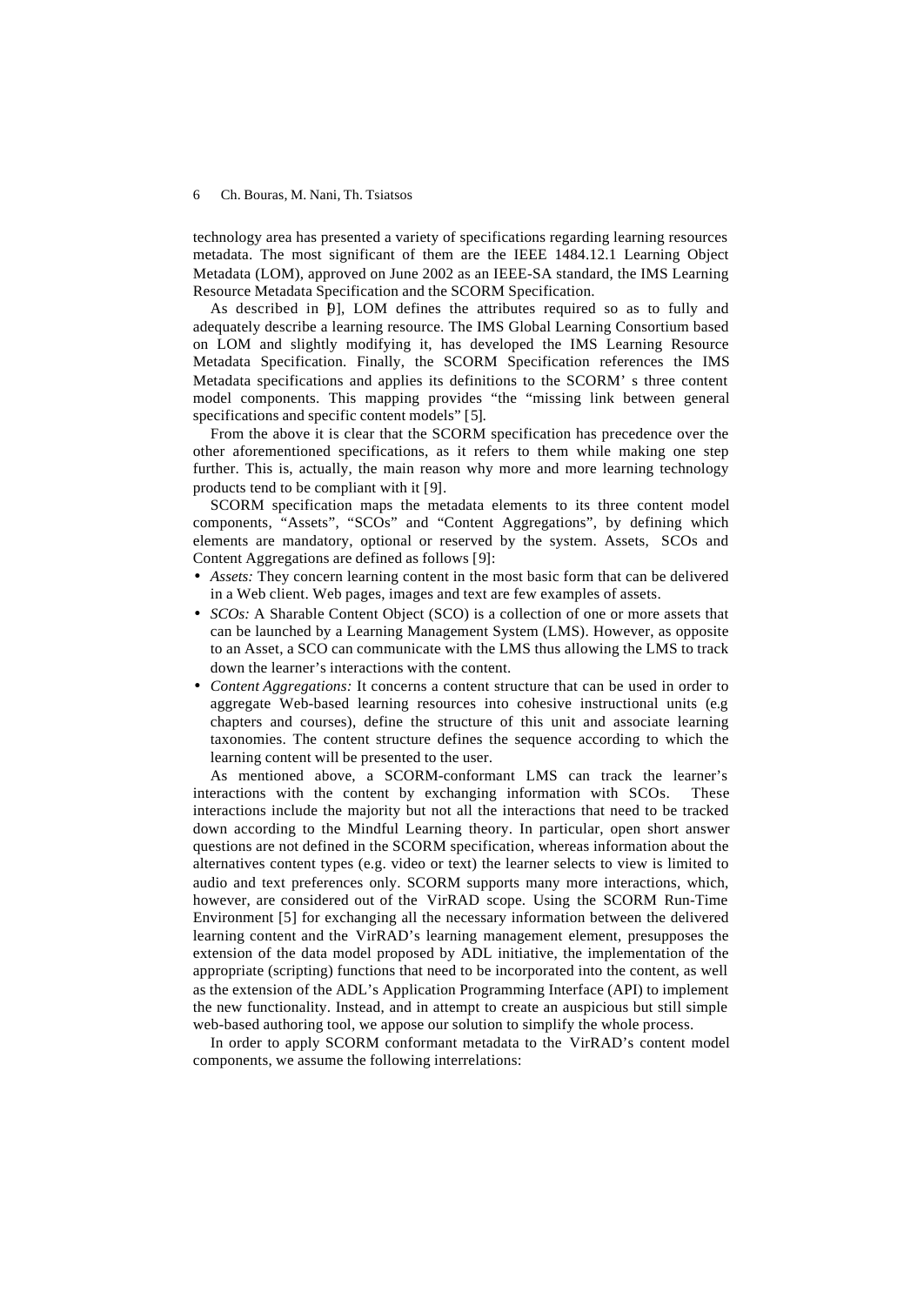technology area has presented a variety of specifications regarding learning resources metadata. The most significant of them are the IEEE 1484.12.1 Learning Object Metadata (LOM), approved on June 2002 as an IEEE-SA standard, the IMS Learning Resource Metadata Specification and the SCORM Specification.

As described in [9], LOM defines the attributes required so as to fully and adequately describe a learning resource. The IMS Global Learning Consortium based on LOM and slightly modifying it, has developed the IMS Learning Resource Metadata Specification. Finally, the SCORM Specification references the IMS Metadata specifications and applies its definitions to the SCORM' s three content model components. This mapping provides "the "missing link between general specifications and specific content models" [5].

From the above it is clear that the SCORM specification has precedence over the other aforementioned specifications, as it refers to them while making one step further. This is, actually, the main reason why more and more learning technology products tend to be compliant with it [9].

SCORM specification maps the metadata elements to its three content model components, "Assets", "SCOs" and "Content Aggregations", by defining which elements are mandatory, optional or reserved by the system. Assets, SCOs and Content Aggregations are defined as follows [9]:

- *Assets:* They concern learning content in the most basic form that can be delivered in a Web client. Web pages, images and text are few examples of assets.
- *SCOs:* A Sharable Content Object (SCO) is a collection of one or more assets that can be launched by a Learning Management System (LMS). However, as opposite to an Asset, a SCO can communicate with the LMS thus allowing the LMS to track down the learner's interactions with the content.
- *Content Aggregations:* It concerns a content structure that can be used in order to aggregate Web-based learning resources into cohesive instructional units (e.g chapters and courses), define the structure of this unit and associate learning taxonomies. The content structure defines the sequence according to which the learning content will be presented to the user.

As mentioned above, a SCORM-conformant LMS can track the learner's interactions with the content by exchanging information with SCOs. These interactions include the majority but not all the interactions that need to be tracked down according to the Mindful Learning theory. In particular, open short answer questions are not defined in the SCORM specification, whereas information about the alternatives content types (e.g. video or text) the learner selects to view is limited to audio and text preferences only. SCORM supports many more interactions, which, however, are considered out of the VirRAD scope. Using the SCORM Run-Time Environment [5] for exchanging all the necessary information between the delivered learning content and the VirRAD's learning management element, presupposes the extension of the data model proposed by ADL initiative, the implementation of the appropriate (scripting) functions that need to be incorporated into the content, as well as the extension of the ADL's Application Programming Interface (API) to implement the new functionality. Instead, and in attempt to create an auspicious but still simple web-based authoring tool, we appose our solution to simplify the whole process.

In order to apply SCORM conformant metadata to the VirRAD's content model components, we assume the following interrelations: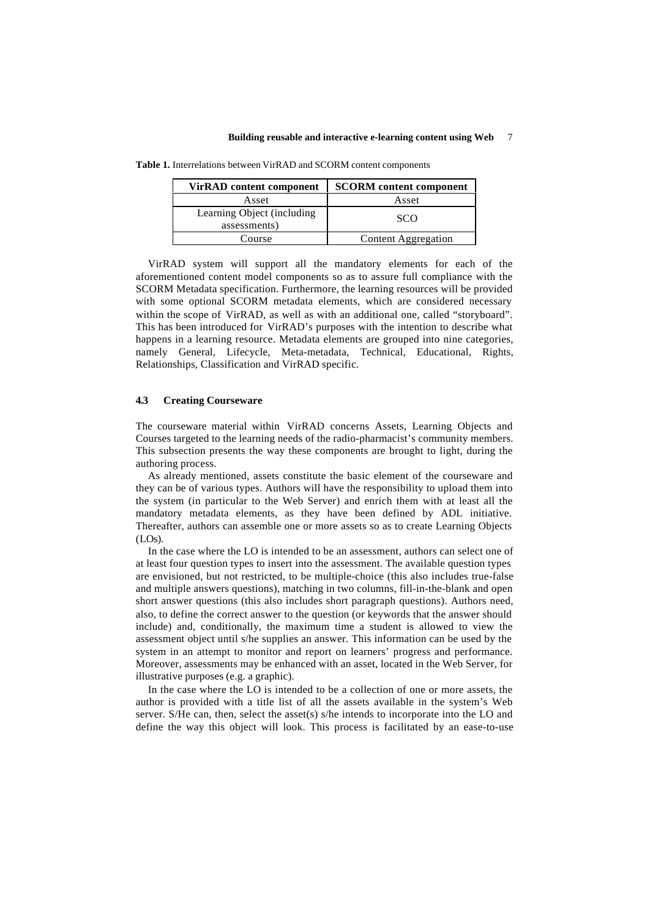**Table 1.** Interrelations between VirRAD and SCORM content components

| VirRAD content component | SCORM content component |
|---|---|
| Asset | Asset |
| Learning Object (including assessments) | SCO |
| Course | Content Aggregation |

VirRAD system will support all the mandatory elements for each of the aforementioned content model components so as to assure full compliance with the SCORM Metadata specification. Furthermore, the learning resources will be provided with some optional SCORM metadata elements, which are considered necessary within the scope of VirRAD, as well as with an additional one, called "storyboard". This has been introduced for VirRAD's purposes with the intention to describe what happens in a learning resource. Metadata elements are grouped into nine categories, namely General, Lifecycle, Meta-metadata, Technical, Educational, Rights, Relationships, Classification and VirRAD specific.

### 4.3 Creating Courseware

The courseware material within VirRAD concerns Assets, Learning Objects and Courses targeted to the learning needs of the radio-pharmacist's community members. This subsection presents the way these components are brought to light, during the authoring process.

As already mentioned, assets constitute the basic element of the courseware and they can be of various types. Authors will have the responsibility to upload them into the system (in particular to the Web Server) and enrich them with at least all the mandatory metadata elements, as they have been defined by ADL initiative. Thereafter, authors can assemble one or more assets so as to create Learning Objects (LOs).

In the case where the LO is intended to be an assessment, authors can select one of at least four question types to insert into the assessment. The available question types are envisioned, but not restricted, to be multiple-choice (this also includes true-false and multiple answers questions), matching in two columns, fill-in-the-blank and open short answer questions (this also includes short paragraph questions). Authors need, also, to define the correct answer to the question (or keywords that the answer should include) and, conditionally, the maximum time a student is allowed to view the assessment object until s/he supplies an answer. This information can be used by the system in an attempt to monitor and report on learners' progress and performance. Moreover, assessments may be enhanced with an asset, located in the Web Server, for illustrative purposes (e.g. a graphic).

In the case where the LO is intended to be a collection of one or more assets, the author is provided with a title list of all the assets available in the system's Web server. S/He can, then, select the asset(s) s/he intends to incorporate into the LO and define the way this object will look. This process is facilitated by an ease-to-use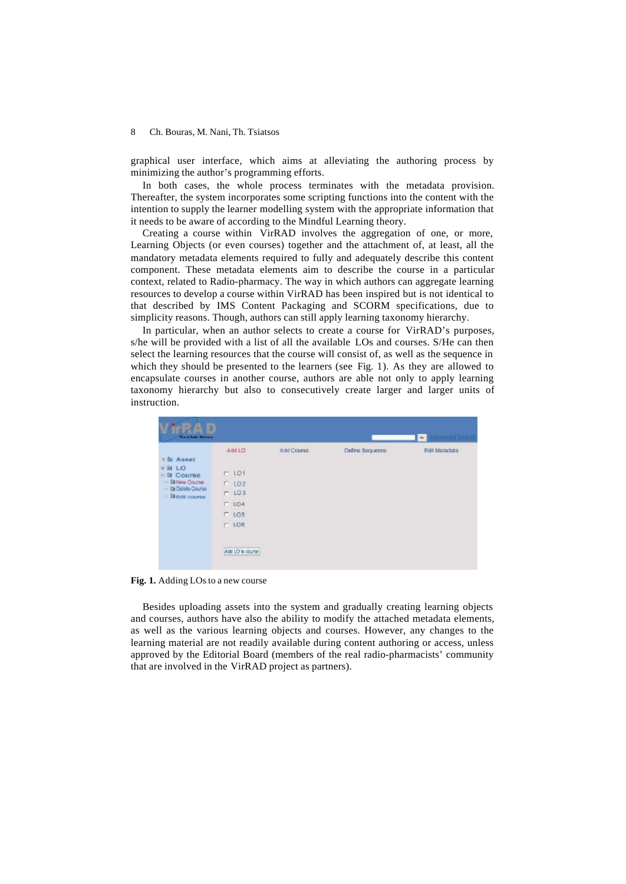graphical user interface, which aims at alleviating the authoring process by minimizing the author's programming efforts.

In both cases, the whole process terminates with the metadata provision. Thereafter, the system incorporates some scripting functions into the content with the intention to supply the learner modelling system with the appropriate information that it needs to be aware of according to the Mindful Learning theory.

Creating a course within VirRAD involves the aggregation of one, or more, Learning Objects (or even courses) together and the attachment of, at least, all the mandatory metadata elements required to fully and adequately describe this content component. These metadata elements aim to describe the course in a particular context, related to Radio-pharmacy. The way in which authors can aggregate learning resources to develop a course within VirRAD has been inspired but is not identical to that described by IMS Content Packaging and SCORM specifications, due to simplicity reasons. Though, authors can still apply learning taxonomy hierarchy.

In particular, when an author selects to create a course for VirRAD's purposes, s/he will be provided with a list of all the available LOs and courses. S/He can then select the learning resources that the course will consist of, as well as the sequence in which they should be presented to the learners (see Fig. 1). As they are allowed to encapsulate courses in another course, authors are able not only to apply learning taxonomy hierarchy but also to consecutively create larger and larger units of instruction.

**Fig. 1.** Adding LOs to a new course

Besides uploading assets into the system and gradually creating learning objects and courses, authors have also the ability to modify the attached metadata elements, as well as the various learning objects and courses. However, any changes to the learning material are not readily available during content authoring or access, unless approved by the Editorial Board (members of the real radio-pharmacists' community that are involved in the VirRAD project as partners).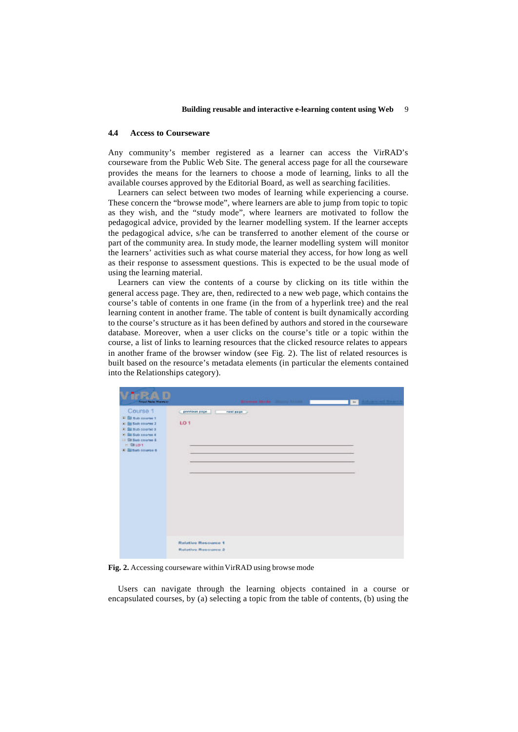### 4.4 Access to Courseware

Any community's member registered as a learner can access the VirRAD's courseware from the Public Web Site. The general access page for all the courseware provides the means for the learners to choose a mode of learning, links to all the available courses approved by the Editorial Board, as well as searching facilities.

Learners can select between two modes of learning while experiencing a course. These concern the "browse mode", where learners are able to jump from topic to topic as they wish, and the "study mode", where learners are motivated to follow the pedagogical advice, provided by the learner modelling system. If the learner accepts the pedagogical advice, s/he can be transferred to another element of the course or part of the community area. In study mode, the learner modelling system will monitor the learners' activities such as what course material they access, for how long as well as their response to assessment questions. This is expected to be the usual mode of using the learning material.

Learners can view the contents of a course by clicking on its title within the general access page. They are, then, redirected to a new web page, which contains the course's table of contents (in the from of a hyperlink tree) and the real learning content in another frame. The table of content is built dynamically according to the course's structure as it has been defined by authors and stored in the courseware database. Moreover, when a user clicks on the course's title or a topic within the course, a list of links to learning resources that the clicked resource relates to appears in another frame of the browser window (see Fig. 2). The list of related resources is built based on the resource's metadata elements (in particular the elements contained into the Relationships category).

**Fig. 2.** Accessing courseware within VirRAD using browse mode

Users can navigate through the learning objects contained in a course or encapsulated courses, by (a) selecting a topic from the table of contents, (b) using the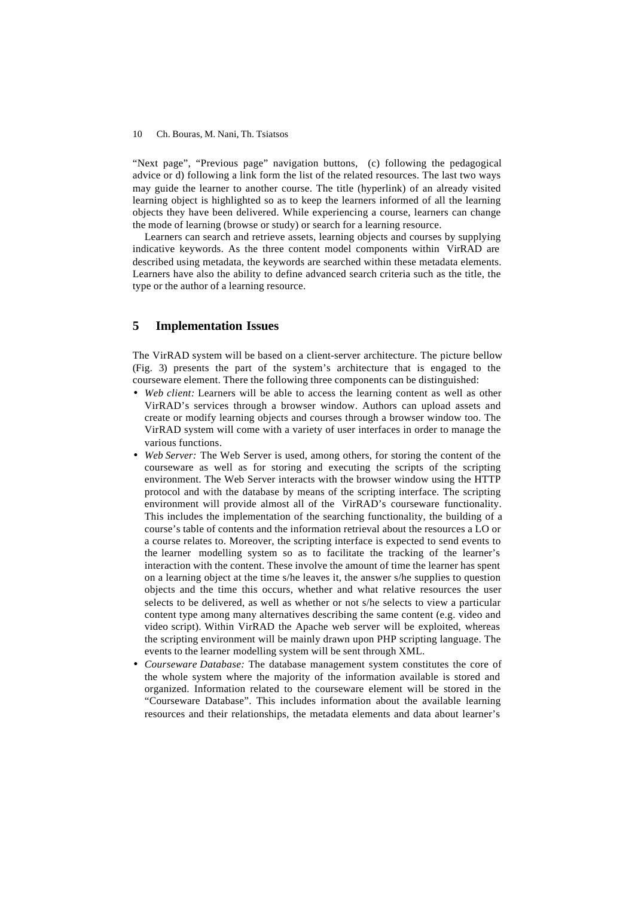"Next page", "Previous page" navigation buttons, (c) following the pedagogical advice or d) following a link form the list of the related resources. The last two ways may guide the learner to another course. The title (hyperlink) of an already visited learning object is highlighted so as to keep the learners informed of all the learning objects they have been delivered. While experiencing a course, learners can change the mode of learning (browse or study) or search for a learning resource.

Learners can search and retrieve assets, learning objects and courses by supplying indicative keywords. As the three content model components within VirRAD are described using metadata, the keywords are searched within these metadata elements. Learners have also the ability to define advanced search criteria such as the title, the type or the author of a learning resource.

## 5 Implementation Issues

The VirRAD system will be based on a client-server architecture. The picture bellow (Fig. 3) presents the part of the system's architecture that is engaged to the courseware element. There the following three components can be distinguished:

- *Web client:* Learners will be able to access the learning content as well as other VirRAD's services through a browser window. Authors can upload assets and create or modify learning objects and courses through a browser window too. The VirRAD system will come with a variety of user interfaces in order to manage the various functions.
- *Web Server:* The Web Server is used, among others, for storing the content of the courseware as well as for storing and executing the scripts of the scripting environment. The Web Server interacts with the browser window using the HTTP protocol and with the database by means of the scripting interface. The scripting environment will provide almost all of the VirRAD's courseware functionality. This includes the implementation of the searching functionality, the building of a course's table of contents and the information retrieval about the resources a LO or a course relates to. Moreover, the scripting interface is expected to send events to the learner modelling system so as to facilitate the tracking of the learner's interaction with the content. These involve the amount of time the learner has spent on a learning object at the time s/he leaves it, the answer s/he supplies to question objects and the time this occurs, whether and what relative resources the user selects to be delivered, as well as whether or not s/he selects to view a particular content type among many alternatives describing the same content (e.g. video and video script). Within VirRAD the Apache web server will be exploited, whereas the scripting environment will be mainly drawn upon PHP scripting language. The events to the learner modelling system will be sent through XML.
- *Courseware Database:* The database management system constitutes the core of the whole system where the majority of the information available is stored and organized. Information related to the courseware element will be stored in the "Courseware Database". This includes information about the available learning resources and their relationships, the metadata elements and data about learner's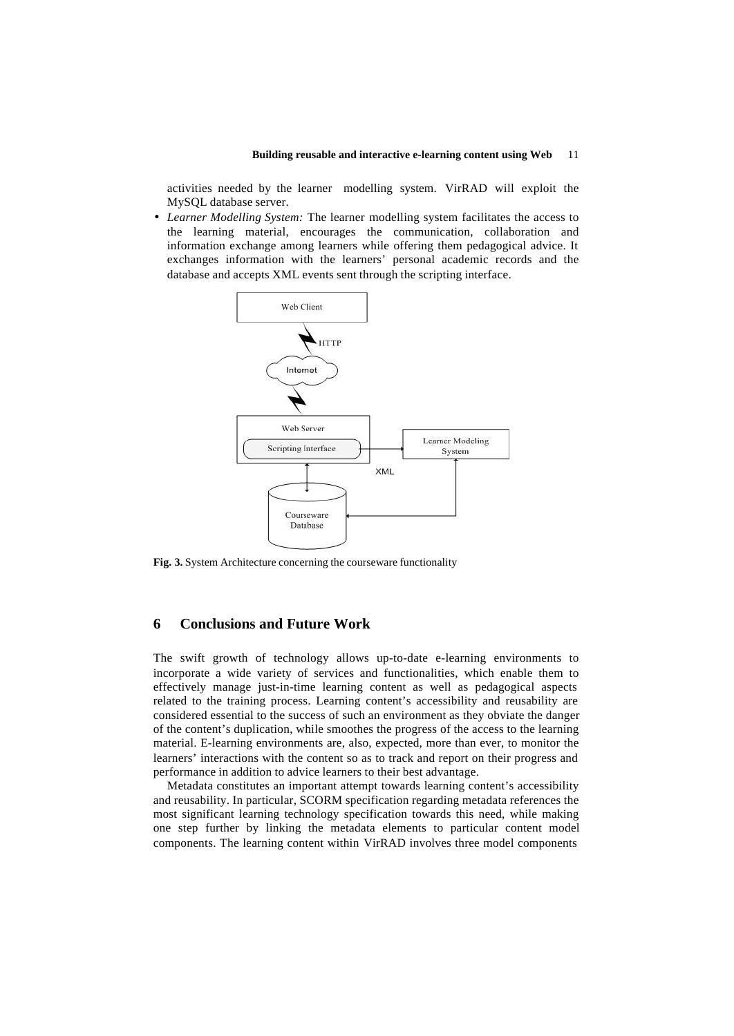activities needed by the learner modelling system. VirRAD will exploit the MySQL database server.

- *Learner Modelling System:* The learner modelling system facilitates the access to the learning material, encourages the communication, collaboration and information exchange among learners while offering them pedagogical advice. It exchanges information with the learners' personal academic records and the database and accepts XML events sent through the scripting interface.

**Fig. 3.** System Architecture concerning the courseware functionality

## 6 Conclusions and Future Work

The swift growth of technology allows up-to-date e-learning environments to incorporate a wide variety of services and functionalities, which enable them to effectively manage just-in-time learning content as well as pedagogical aspects related to the training process. Learning content's accessibility and reusability are considered essential to the success of such an environment as they obviate the danger of the content's duplication, while smoothes the progress of the access to the learning material. E-learning environments are, also, expected, more than ever, to monitor the learners' interactions with the content so as to track and report on their progress and performance in addition to advice learners to their best advantage.

Metadata constitutes an important attempt towards learning content's accessibility and reusability. In particular, SCORM specification regarding metadata references the most significant learning technology specification towards this need, while making one step further by linking the metadata elements to particular content model components. The learning content within VirRAD involves three model components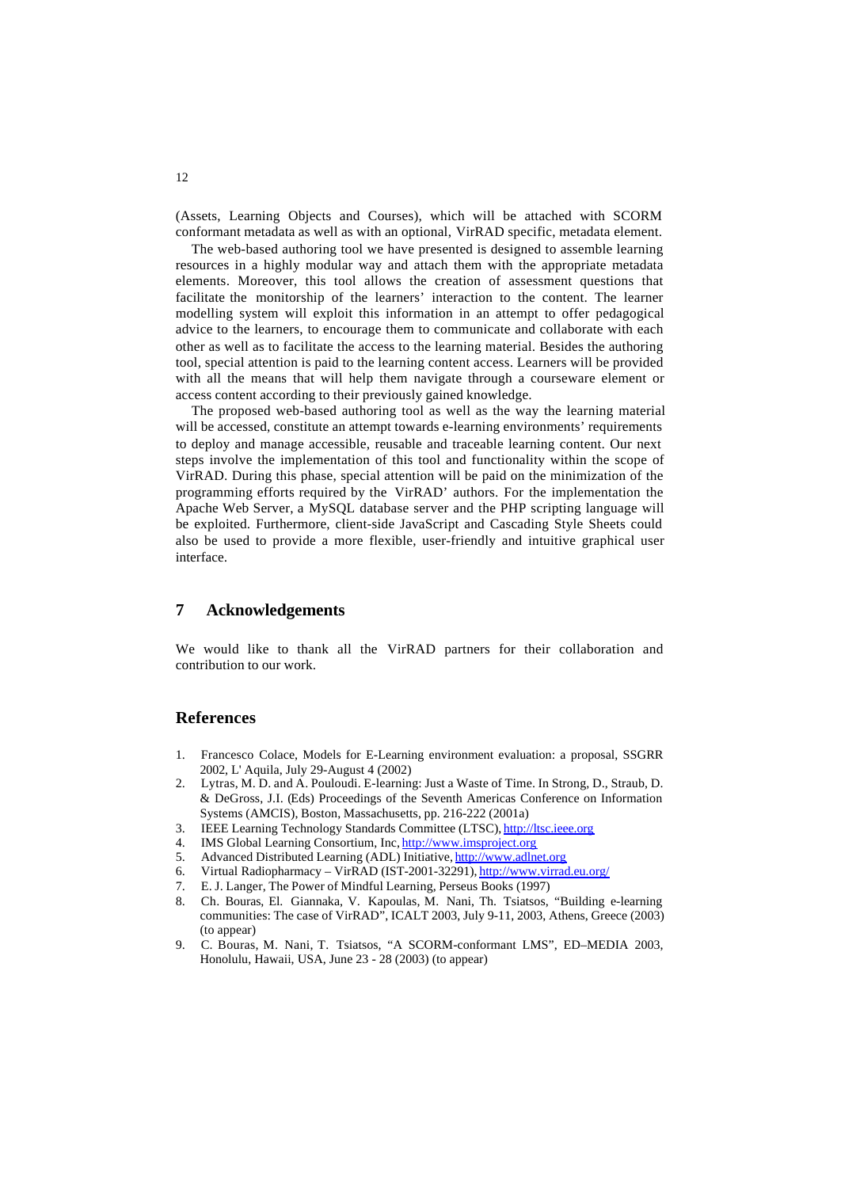(Assets, Learning Objects and Courses), which will be attached with SCORM conformant metadata as well as with an optional, VirRAD specific, metadata element.

The web-based authoring tool we have presented is designed to assemble learning resources in a highly modular way and attach them with the appropriate metadata elements. Moreover, this tool allows the creation of assessment questions that facilitate the monitorship of the learners' interaction to the content. The learner modelling system will exploit this information in an attempt to offer pedagogical advice to the learners, to encourage them to communicate and collaborate with each other as well as to facilitate the access to the learning material. Besides the authoring tool, special attention is paid to the learning content access. Learners will be provided with all the means that will help them navigate through a courseware element or access content according to their previously gained knowledge.

The proposed web-based authoring tool as well as the way the learning material will be accessed, constitute an attempt towards e-learning environments' requirements to deploy and manage accessible, reusable and traceable learning content. Our next steps involve the implementation of this tool and functionality within the scope of VirRAD. During this phase, special attention will be paid on the minimization of the programming efforts required by the VirRAD' authors. For the implementation the Apache Web Server, a MySQL database server and the PHP scripting language will be exploited. Furthermore, client-side JavaScript and Cascading Style Sheets could also be used to provide a more flexible, user-friendly and intuitive graphical user interface.

## 7 Acknowledgements

We would like to thank all the VirRAD partners for their collaboration and contribution to our work.

## References

1. Francesco Colace, Models for E-Learning environment evaluation: a proposal, SSGRR 2002, L' Aquila, July 29-August 4 (2002)
2. Lytras, M. D. and A. Pouloudi. E-learning: Just a Waste of Time. In Strong, D., Straub, D. & DeGross, J.I. (Eds) Proceedings of the Seventh Americas Conference on Information Systems (AMCIS), Boston, Massachusetts, pp. 216-222 (2001a)
3. IEEE Learning Technology Standards Committee (LTSC), http://ltsc.ieee.org
4. IMS Global Learning Consortium, Inc, http://www.imsproject.org
5. Advanced Distributed Learning (ADL) Initiative, http://www.adlnet.org
6. Virtual Radiopharmacy – VirRAD (IST-2001-32291), http://www.virrad.eu.org/
7. E. J. Langer, The Power of Mindful Learning, Perseus Books (1997)
8. Ch. Bouras, El. Giannaka, V. Kapoulas, M. Nani, Th. Tsiatsos, "Building e-learning communities: The case of VirRAD", ICALT 2003, July 9-11, 2003, Athens, Greece (2003) (to appear)
9. C. Bouras, M. Nani, T. Tsiatsos, "A SCORM-conformant LMS", ED–MEDIA 2003, Honolulu, Hawaii, USA, June 23 - 28 (2003) (to appear)